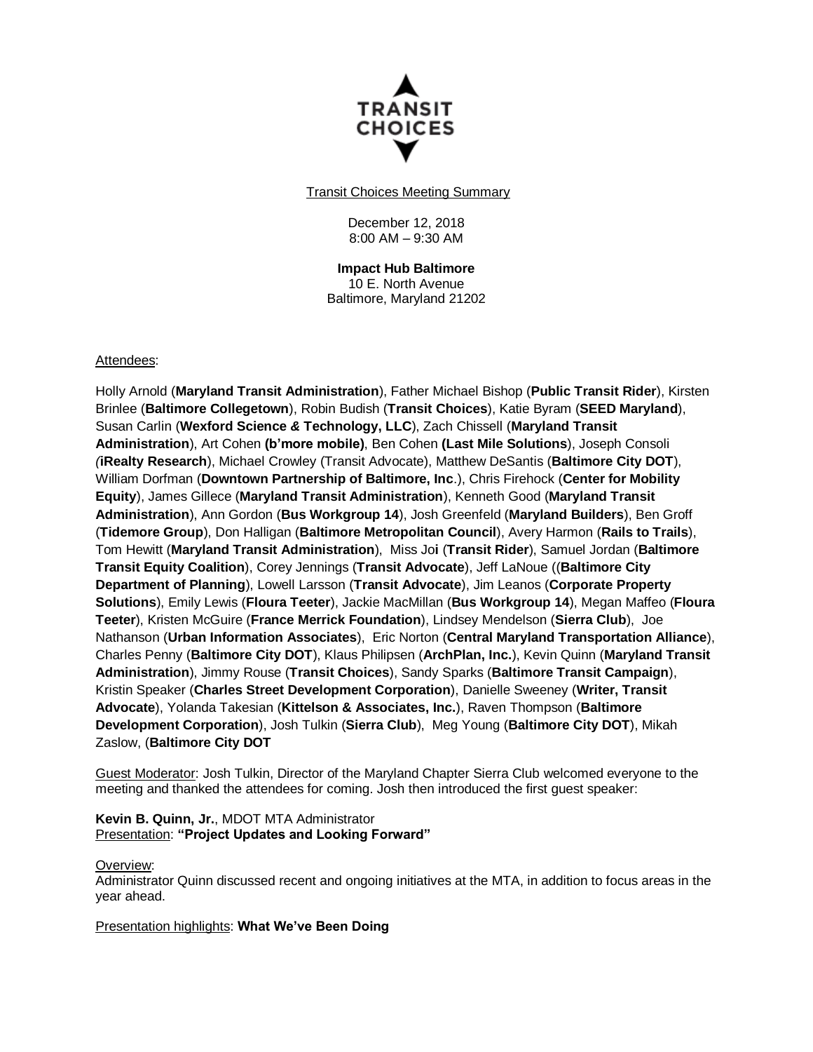TRANSIT CHOICES

Transit Choices Meeting Summary

December 12, 2018
8:00 AM – 9:30 AM

**Impact Hub Baltimore**
10 E. North Avenue
Baltimore, Maryland 21202

Attendees:

Holly Arnold (**Maryland Transit Administration**), Father Michael Bishop (**Public Transit Rider**), Kirsten Brinlee (**Baltimore Collegetown**), Robin Budish (**Transit Choices**), Katie Byram (**SEED Maryland**), Susan Carlin (**Wexford Science & Technology, LLC**), Zach Chissell (**Maryland Transit Administration**), Art Cohen **(b'more mobile)**, Ben Cohen **(Last Mile Solutions**), Joseph Consoli (**iRealty Research**), Michael Crowley (Transit Advocate), Matthew DeSantis (**Baltimore City DOT**), William Dorfman (**Downtown Partnership of Baltimore, Inc**.), Chris Firehock (**Center for Mobility Equity**), James Gillece (**Maryland Transit Administration**), Kenneth Good (**Maryland Transit Administration**), Ann Gordon (**Bus Workgroup 14**), Josh Greenfeld (**Maryland Builders**), Ben Groff (**Tidemore Group**), Don Halligan (**Baltimore Metropolitan Council**), Avery Harmon (**Rails to Trails**), Tom Hewitt (**Maryland Transit Administration**), Miss Joi (**Transit Rider**), Samuel Jordan (**Baltimore Transit Equity Coalition**), Corey Jennings (**Transit Advocate**), Jeff LaNoue ((**Baltimore City Department of Planning**), Lowell Larsson (**Transit Advocate**), Jim Leanos (**Corporate Property Solutions**), Emily Lewis (**Floura Teeter**), Jackie MacMillan (**Bus Workgroup 14**), Megan Maffeo (**Floura Teeter**), Kristen McGuire (**France Merrick Foundation**), Lindsey Mendelson (**Sierra Club**), Joe Nathanson (**Urban Information Associates**), Eric Norton (**Central Maryland Transportation Alliance**), Charles Penny (**Baltimore City DOT**), Klaus Philipsen (**ArchPlan, Inc.**), Kevin Quinn (**Maryland Transit Administration**), Jimmy Rouse (**Transit Choices**), Sandy Sparks (**Baltimore Transit Campaign**), Kristin Speaker (**Charles Street Development Corporation**), Danielle Sweeney (**Writer, Transit Advocate**), Yolanda Takesian (**Kittelson & Associates, Inc.**), Raven Thompson (**Baltimore Development Corporation**), Josh Tulkin (**Sierra Club**), Meg Young (**Baltimore City DOT**), Mikah Zaslow, (**Baltimore City DOT**

Guest Moderator: Josh Tulkin, Director of the Maryland Chapter Sierra Club welcomed everyone to the meeting and thanked the attendees for coming. Josh then introduced the first guest speaker:

**Kevin B. Quinn, Jr.**, MDOT MTA Administrator
Presentation: **"Project Updates and Looking Forward"**

Overview:
Administrator Quinn discussed recent and ongoing initiatives at the MTA, in addition to focus areas in the year ahead.

Presentation highlights: **What We've Been Doing**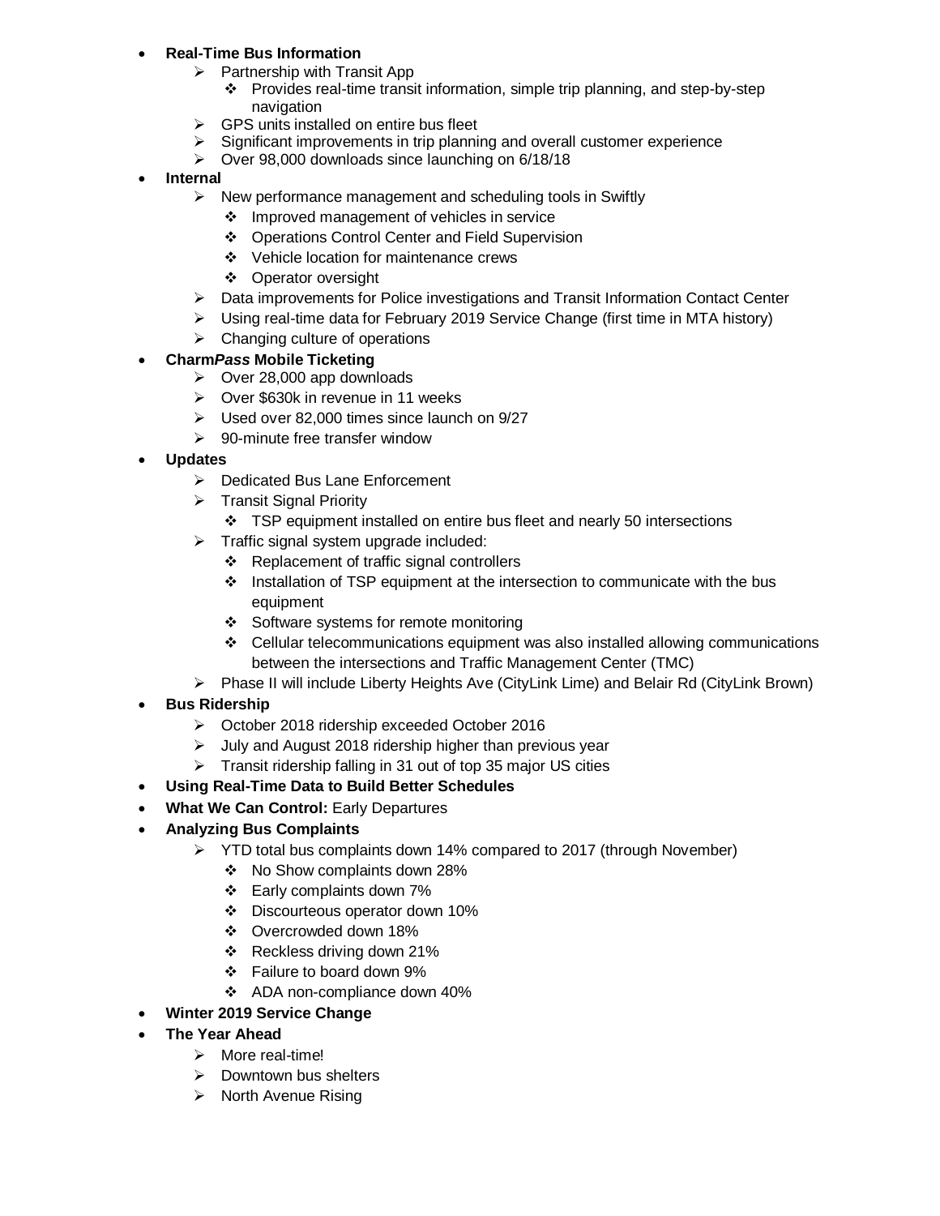- **Real-Time Bus Information**
  - Partnership with Transit App
    - Provides real-time transit information, simple trip planning, and step-by-step navigation
  - GPS units installed on entire bus fleet
  - Significant improvements in trip planning and overall customer experience
  - Over 98,000 downloads since launching on 6/18/18
- **Internal**
  - New performance management and scheduling tools in Swiftly
    - Improved management of vehicles in service
    - Operations Control Center and Field Supervision
    - Vehicle location for maintenance crews
    - Operator oversight
  - Data improvements for Police investigations and Transit Information Contact Center
  - Using real-time data for February 2019 Service Change (first time in MTA history)
  - Changing culture of operations
- **Charm*Pass* Mobile Ticketing**
  - Over 28,000 app downloads
  - Over $630k in revenue in 11 weeks
  - Used over 82,000 times since launch on 9/27
  - 90-minute free transfer window
- **Updates**
  - Dedicated Bus Lane Enforcement
  - Transit Signal Priority
    - TSP equipment installed on entire bus fleet and nearly 50 intersections
  - Traffic signal system upgrade included:
    - Replacement of traffic signal controllers
    - Installation of TSP equipment at the intersection to communicate with the bus equipment
    - Software systems for remote monitoring
    - Cellular telecommunications equipment was also installed allowing communications between the intersections and Traffic Management Center (TMC)
  - Phase II will include Liberty Heights Ave (CityLink Lime) and Belair Rd (CityLink Brown)
- **Bus Ridership**
  - October 2018 ridership exceeded October 2016
  - July and August 2018 ridership higher than previous year
  - Transit ridership falling in 31 out of top 35 major US cities
- **Using Real-Time Data to Build Better Schedules**
- **What We Can Control:** Early Departures
- **Analyzing Bus Complaints**
  - YTD total bus complaints down 14% compared to 2017 (through November)
    - No Show complaints down 28%
    - Early complaints down 7%
    - Discourteous operator down 10%
    - Overcrowded down 18%
    - Reckless driving down 21%
    - Failure to board down 9%
    - ADA non-compliance down 40%
- **Winter 2019 Service Change**
- **The Year Ahead**
  - More real-time!
  - Downtown bus shelters
  - North Avenue Rising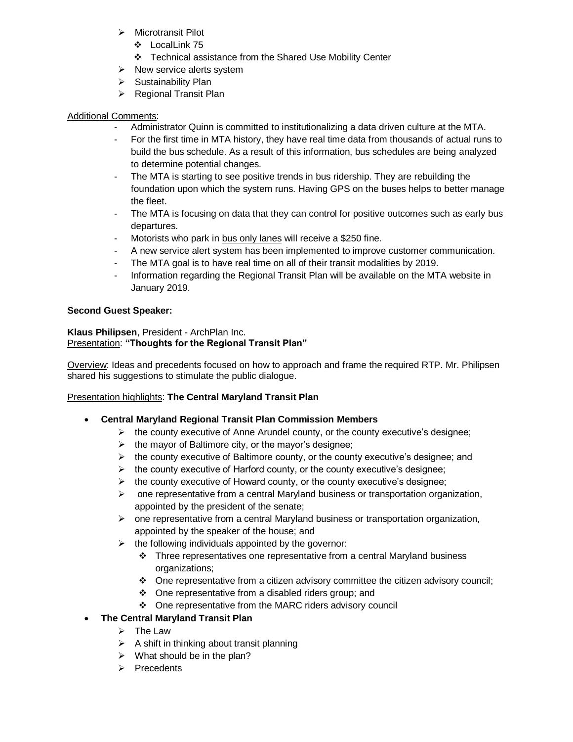- Microtransit Pilot
  - LocalLink 75
  - Technical assistance from the Shared Use Mobility Center
- New service alerts system
- Sustainability Plan
- Regional Transit Plan

Additional Comments:

- Administrator Quinn is committed to institutionalizing a data driven culture at the MTA.
- For the first time in MTA history, they have real time data from thousands of actual runs to build the bus schedule. As a result of this information, bus schedules are being analyzed to determine potential changes.
- The MTA is starting to see positive trends in bus ridership. They are rebuilding the foundation upon which the system runs. Having GPS on the buses helps to better manage the fleet.
- The MTA is focusing on data that they can control for positive outcomes such as early bus departures.
- Motorists who park in bus only lanes will receive a $250 fine.
- A new service alert system has been implemented to improve customer communication.
- The MTA goal is to have real time on all of their transit modalities by 2019.
- Information regarding the Regional Transit Plan will be available on the MTA website in January 2019.

**Second Guest Speaker:**

**Klaus Philipsen**, President - ArchPlan Inc.
Presentation: **"Thoughts for the Regional Transit Plan"**

Overview: Ideas and precedents focused on how to approach and frame the required RTP. Mr. Philipsen shared his suggestions to stimulate the public dialogue.

Presentation highlights: **The Central Maryland Transit Plan**

- **Central Maryland Regional Transit Plan Commission Members**
  - the county executive of Anne Arundel county, or the county executive's designee;
  - the mayor of Baltimore city, or the mayor's designee;
  - the county executive of Baltimore county, or the county executive's designee; and
  - the county executive of Harford county, or the county executive's designee;
  - the county executive of Howard county, or the county executive's designee;
  - one representative from a central Maryland business or transportation organization, appointed by the president of the senate;
  - one representative from a central Maryland business or transportation organization, appointed by the speaker of the house; and
  - the following individuals appointed by the governor:
    - Three representatives one representative from a central Maryland business organizations;
    - One representative from a citizen advisory committee the citizen advisory council;
    - One representative from a disabled riders group; and
    - One representative from the MARC riders advisory council
- **The Central Maryland Transit Plan**
  - The Law
  - A shift in thinking about transit planning
  - What should be in the plan?
  - Precedents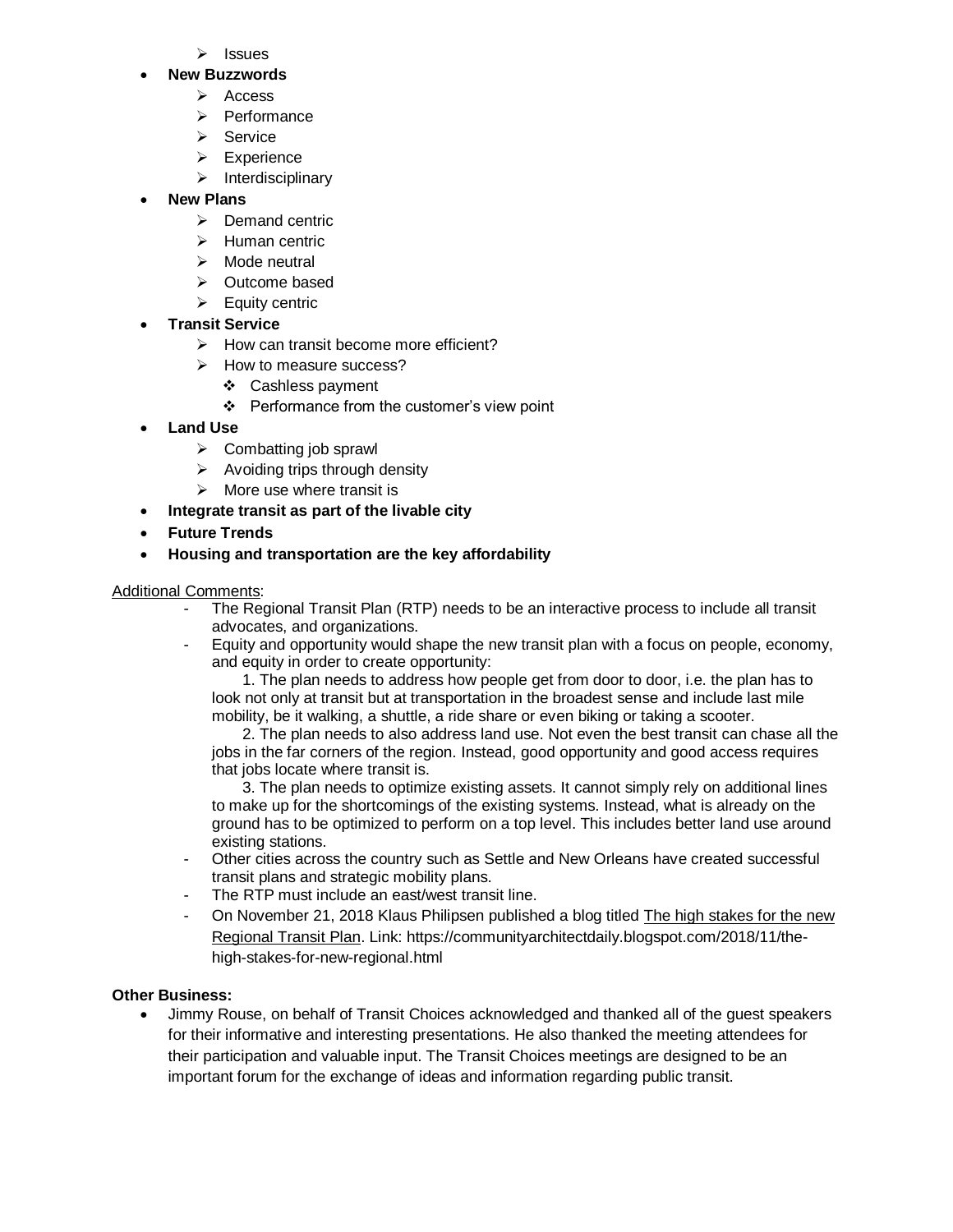- Issues
- **New Buzzwords**
  - Access
  - Performance
  - Service
  - Experience
  - Interdisciplinary
- **New Plans**
  - Demand centric
  - Human centric
  - Mode neutral
  - Outcome based
  - Equity centric
- **Transit Service**
  - How can transit become more efficient?
  - How to measure success?
    - Cashless payment
    - Performance from the customer's view point
- **Land Use**
  - Combatting job sprawl
  - Avoiding trips through density
  - More use where transit is
- **Integrate transit as part of the livable city**
- **Future Trends**
- **Housing and transportation are the key affordability**

Additional Comments:

- The Regional Transit Plan (RTP) needs to be an interactive process to include all transit advocates, and organizations.
- Equity and opportunity would shape the new transit plan with a focus on people, economy, and equity in order to create opportunity:

  1. The plan needs to address how people get from door to door, i.e. the plan has to look not only at transit but at transportation in the broadest sense and include last mile mobility, be it walking, a shuttle, a ride share or even biking or taking a scooter.
  2. The plan needs to also address land use. Not even the best transit can chase all the jobs in the far corners of the region. Instead, good opportunity and good access requires that jobs locate where transit is.
  3. The plan needs to optimize existing assets. It cannot simply rely on additional lines to make up for the shortcomings of the existing systems. Instead, what is already on the ground has to be optimized to perform on a top level. This includes better land use around existing stations.
- Other cities across the country such as Settle and New Orleans have created successful transit plans and strategic mobility plans.
- The RTP must include an east/west transit line.
- On November 21, 2018 Klaus Philipsen published a blog titled The high stakes for the new Regional Transit Plan. Link: https://communityarchitectdaily.blogspot.com/2018/11/the-high-stakes-for-new-regional.html

**Other Business:**

- Jimmy Rouse, on behalf of Transit Choices acknowledged and thanked all of the guest speakers for their informative and interesting presentations. He also thanked the meeting attendees for their participation and valuable input. The Transit Choices meetings are designed to be an important forum for the exchange of ideas and information regarding public transit.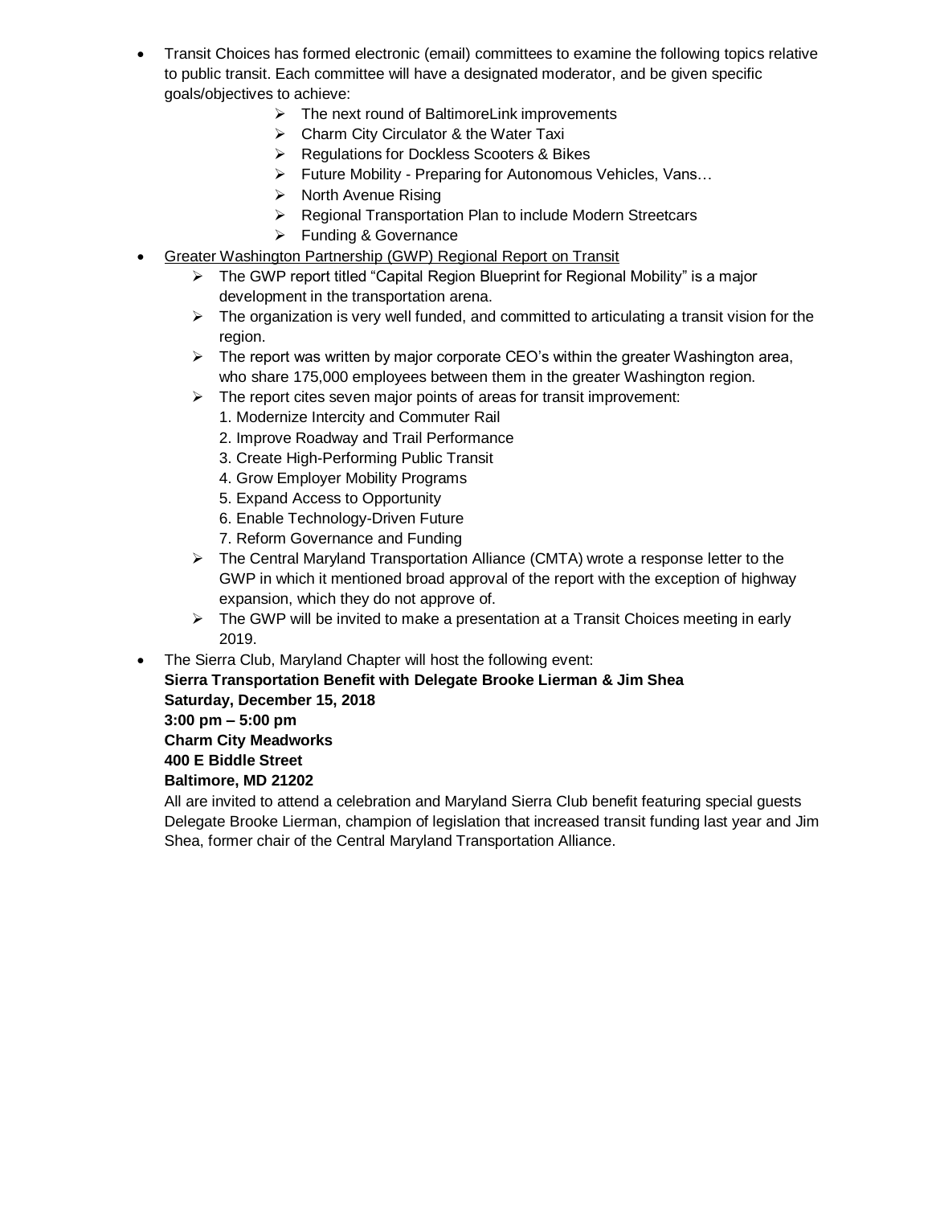- Transit Choices has formed electronic (email) committees to examine the following topics relative to public transit. Each committee will have a designated moderator, and be given specific goals/objectives to achieve:
  - The next round of BaltimoreLink improvements
  - Charm City Circulator & the Water Taxi
  - Regulations for Dockless Scooters & Bikes
  - Future Mobility - Preparing for Autonomous Vehicles, Vans…
  - North Avenue Rising
  - Regional Transportation Plan to include Modern Streetcars
  - Funding & Governance
- <u>Greater Washington Partnership (GWP) Regional Report on Transit</u>
  - The GWP report titled "Capital Region Blueprint for Regional Mobility" is a major development in the transportation arena.
  - The organization is very well funded, and committed to articulating a transit vision for the region.
  - The report was written by major corporate CEO's within the greater Washington area, who share 175,000 employees between them in the greater Washington region.
  - The report cites seven major points of areas for transit improvement:
    1. Modernize Intercity and Commuter Rail
    2. Improve Roadway and Trail Performance
    3. Create High-Performing Public Transit
    4. Grow Employer Mobility Programs
    5. Expand Access to Opportunity
    6. Enable Technology-Driven Future
    7. Reform Governance and Funding
  - The Central Maryland Transportation Alliance (CMTA) wrote a response letter to the GWP in which it mentioned broad approval of the report with the exception of highway expansion, which they do not approve of.
  - The GWP will be invited to make a presentation at a Transit Choices meeting in early 2019.
- The Sierra Club, Maryland Chapter will host the following event:

  **Sierra Transportation Benefit with Delegate Brooke Lierman & Jim Shea**
  **Saturday, December 15, 2018**
  **3:00 pm – 5:00 pm**
  **Charm City Meadworks**
  **400 E Biddle Street**
  **Baltimore, MD 21202**

  All are invited to attend a celebration and Maryland Sierra Club benefit featuring special guests Delegate Brooke Lierman, champion of legislation that increased transit funding last year and Jim Shea, former chair of the Central Maryland Transportation Alliance.